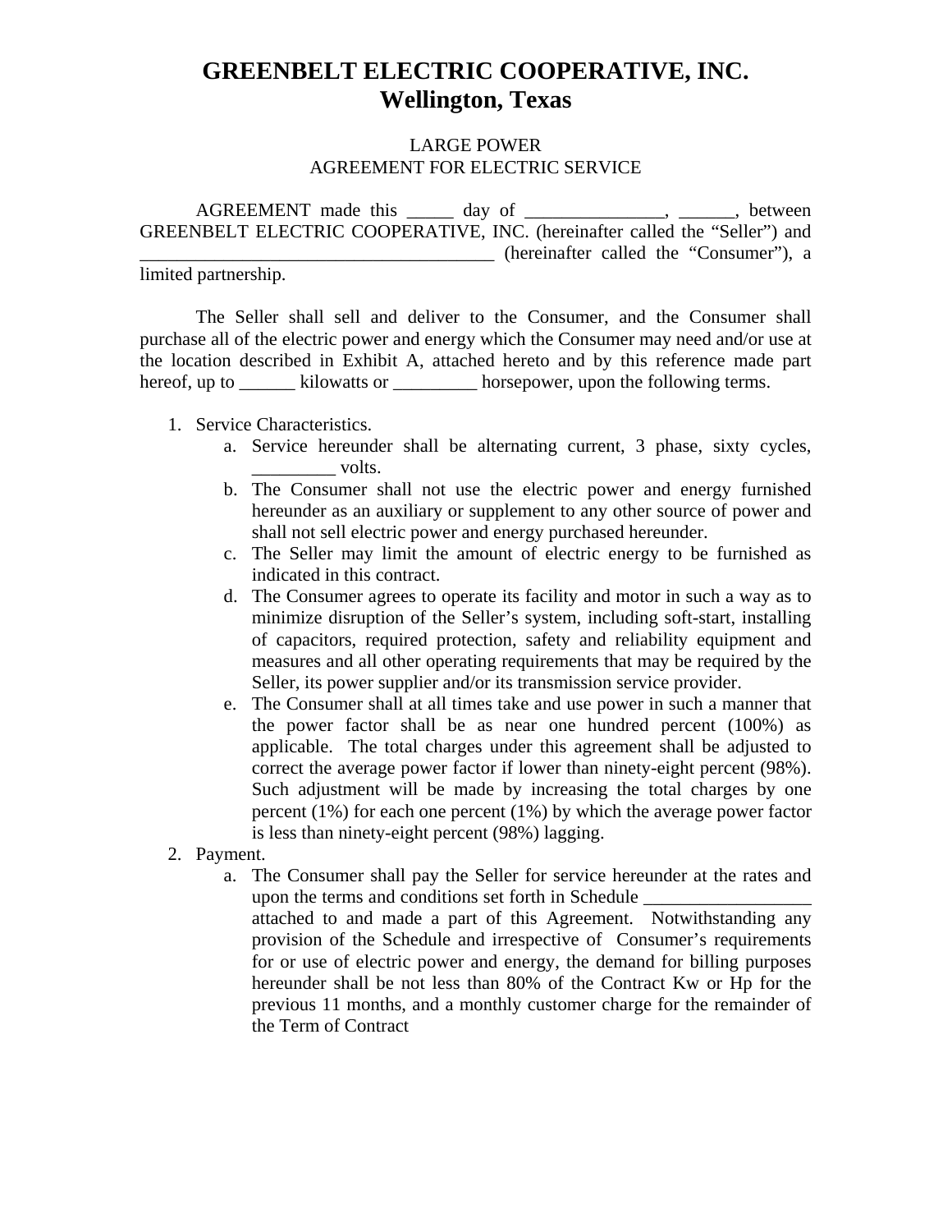# GREENBELT ELECTRIC COOPERATIVE, INC.
# Wellington, Texas

LARGE POWER
AGREEMENT FOR ELECTRIC SERVICE

AGREEMENT made this _____ day of _______________, ______, between GREENBELT ELECTRIC COOPERATIVE, INC. (hereinafter called the "Seller") and _______________________________________ (hereinafter called the "Consumer"), a limited partnership.

The Seller shall sell and deliver to the Consumer, and the Consumer shall purchase all of the electric power and energy which the Consumer may need and/or use at the location described in Exhibit A, attached hereto and by this reference made part hereof, up to ______ kilowatts or _________ horsepower, upon the following terms.

1. Service Characteristics.
   a. Service hereunder shall be alternating current, 3 phase, sixty cycles, _________ volts.
   b. The Consumer shall not use the electric power and energy furnished hereunder as an auxiliary or supplement to any other source of power and shall not sell electric power and energy purchased hereunder.
   c. The Seller may limit the amount of electric energy to be furnished as indicated in this contract.
   d. The Consumer agrees to operate its facility and motor in such a way as to minimize disruption of the Seller's system, including soft-start, installing of capacitors, required protection, safety and reliability equipment and measures and all other operating requirements that may be required by the Seller, its power supplier and/or its transmission service provider.
   e. The Consumer shall at all times take and use power in such a manner that the power factor shall be as near one hundred percent (100%) as applicable. The total charges under this agreement shall be adjusted to correct the average power factor if lower than ninety-eight percent (98%). Such adjustment will be made by increasing the total charges by one percent (1%) for each one percent (1%) by which the average power factor is less than ninety-eight percent (98%) lagging.
2. Payment.
   a. The Consumer shall pay the Seller for service hereunder at the rates and upon the terms and conditions set forth in Schedule __________________ attached to and made a part of this Agreement. Notwithstanding any provision of the Schedule and irrespective of Consumer's requirements for or use of electric power and energy, the demand for billing purposes hereunder shall be not less than 80% of the Contract Kw or Hp for the previous 11 months, and a monthly customer charge for the remainder of the Term of Contract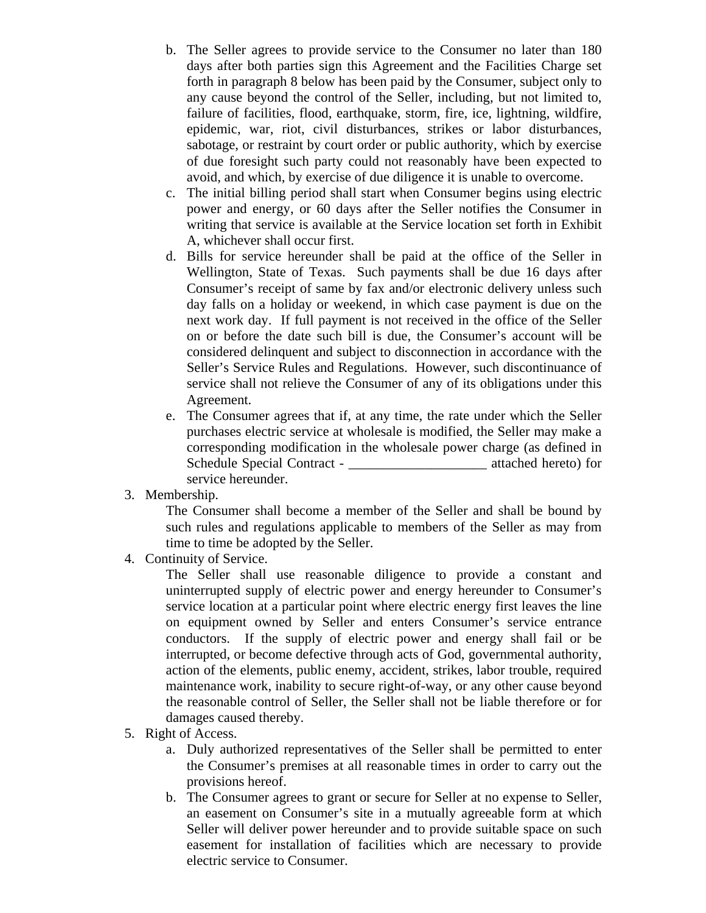b. The Seller agrees to provide service to the Consumer no later than 180 days after both parties sign this Agreement and the Facilities Charge set forth in paragraph 8 below has been paid by the Consumer, subject only to any cause beyond the control of the Seller, including, but not limited to, failure of facilities, flood, earthquake, storm, fire, ice, lightning, wildfire, epidemic, war, riot, civil disturbances, strikes or labor disturbances, sabotage, or restraint by court order or public authority, which by exercise of due foresight such party could not reasonably have been expected to avoid, and which, by exercise of due diligence it is unable to overcome.

c. The initial billing period shall start when Consumer begins using electric power and energy, or 60 days after the Seller notifies the Consumer in writing that service is available at the Service location set forth in Exhibit A, whichever shall occur first.

d. Bills for service hereunder shall be paid at the office of the Seller in Wellington, State of Texas. Such payments shall be due 16 days after Consumer's receipt of same by fax and/or electronic delivery unless such day falls on a holiday or weekend, in which case payment is due on the next work day. If full payment is not received in the office of the Seller on or before the date such bill is due, the Consumer's account will be considered delinquent and subject to disconnection in accordance with the Seller's Service Rules and Regulations. However, such discontinuance of service shall not relieve the Consumer of any of its obligations under this Agreement.

e. The Consumer agrees that if, at any time, the rate under which the Seller purchases electric service at wholesale is modified, the Seller may make a corresponding modification in the wholesale power charge (as defined in Schedule Special Contract - ____________________ attached hereto) for service hereunder.

3. Membership.

The Consumer shall become a member of the Seller and shall be bound by such rules and regulations applicable to members of the Seller as may from time to time be adopted by the Seller.

4. Continuity of Service.

The Seller shall use reasonable diligence to provide a constant and uninterrupted supply of electric power and energy hereunder to Consumer's service location at a particular point where electric energy first leaves the line on equipment owned by Seller and enters Consumer's service entrance conductors. If the supply of electric power and energy shall fail or be interrupted, or become defective through acts of God, governmental authority, action of the elements, public enemy, accident, strikes, labor trouble, required maintenance work, inability to secure right-of-way, or any other cause beyond the reasonable control of Seller, the Seller shall not be liable therefore or for damages caused thereby.

5. Right of Access.

a. Duly authorized representatives of the Seller shall be permitted to enter the Consumer's premises at all reasonable times in order to carry out the provisions hereof.

b. The Consumer agrees to grant or secure for Seller at no expense to Seller, an easement on Consumer's site in a mutually agreeable form at which Seller will deliver power hereunder and to provide suitable space on such easement for installation of facilities which are necessary to provide electric service to Consumer.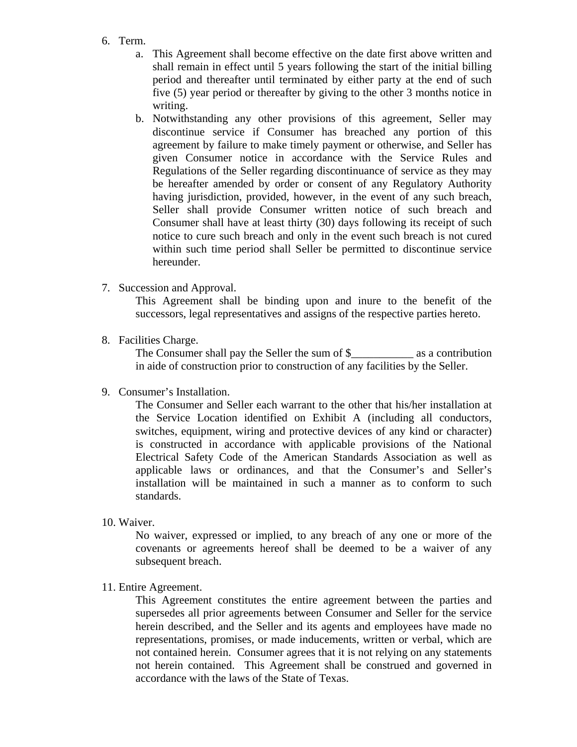6. Term.
   a. This Agreement shall become effective on the date first above written and shall remain in effect until 5 years following the start of the initial billing period and thereafter until terminated by either party at the end of such five (5) year period or thereafter by giving to the other 3 months notice in writing.
   b. Notwithstanding any other provisions of this agreement, Seller may discontinue service if Consumer has breached any portion of this agreement by failure to make timely payment or otherwise, and Seller has given Consumer notice in accordance with the Service Rules and Regulations of the Seller regarding discontinuance of service as they may be hereafter amended by order or consent of any Regulatory Authority having jurisdiction, provided, however, in the event of any such breach, Seller shall provide Consumer written notice of such breach and Consumer shall have at least thirty (30) days following its receipt of such notice to cure such breach and only in the event such breach is not cured within such time period shall Seller be permitted to discontinue service hereunder.

7. Succession and Approval.

   This Agreement shall be binding upon and inure to the benefit of the successors, legal representatives and assigns of the respective parties hereto.

8. Facilities Charge.

   The Consumer shall pay the Seller the sum of $___________ as a contribution in aide of construction prior to construction of any facilities by the Seller.

9. Consumer's Installation.

   The Consumer and Seller each warrant to the other that his/her installation at the Service Location identified on Exhibit A (including all conductors, switches, equipment, wiring and protective devices of any kind or character) is constructed in accordance with applicable provisions of the National Electrical Safety Code of the American Standards Association as well as applicable laws or ordinances, and that the Consumer's and Seller's installation will be maintained in such a manner as to conform to such standards.

10. Waiver.

    No waiver, expressed or implied, to any breach of any one or more of the covenants or agreements hereof shall be deemed to be a waiver of any subsequent breach.

11. Entire Agreement.

    This Agreement constitutes the entire agreement between the parties and supersedes all prior agreements between Consumer and Seller for the service herein described, and the Seller and its agents and employees have made no representations, promises, or made inducements, written or verbal, which are not contained herein. Consumer agrees that it is not relying on any statements not herein contained. This Agreement shall be construed and governed in accordance with the laws of the State of Texas.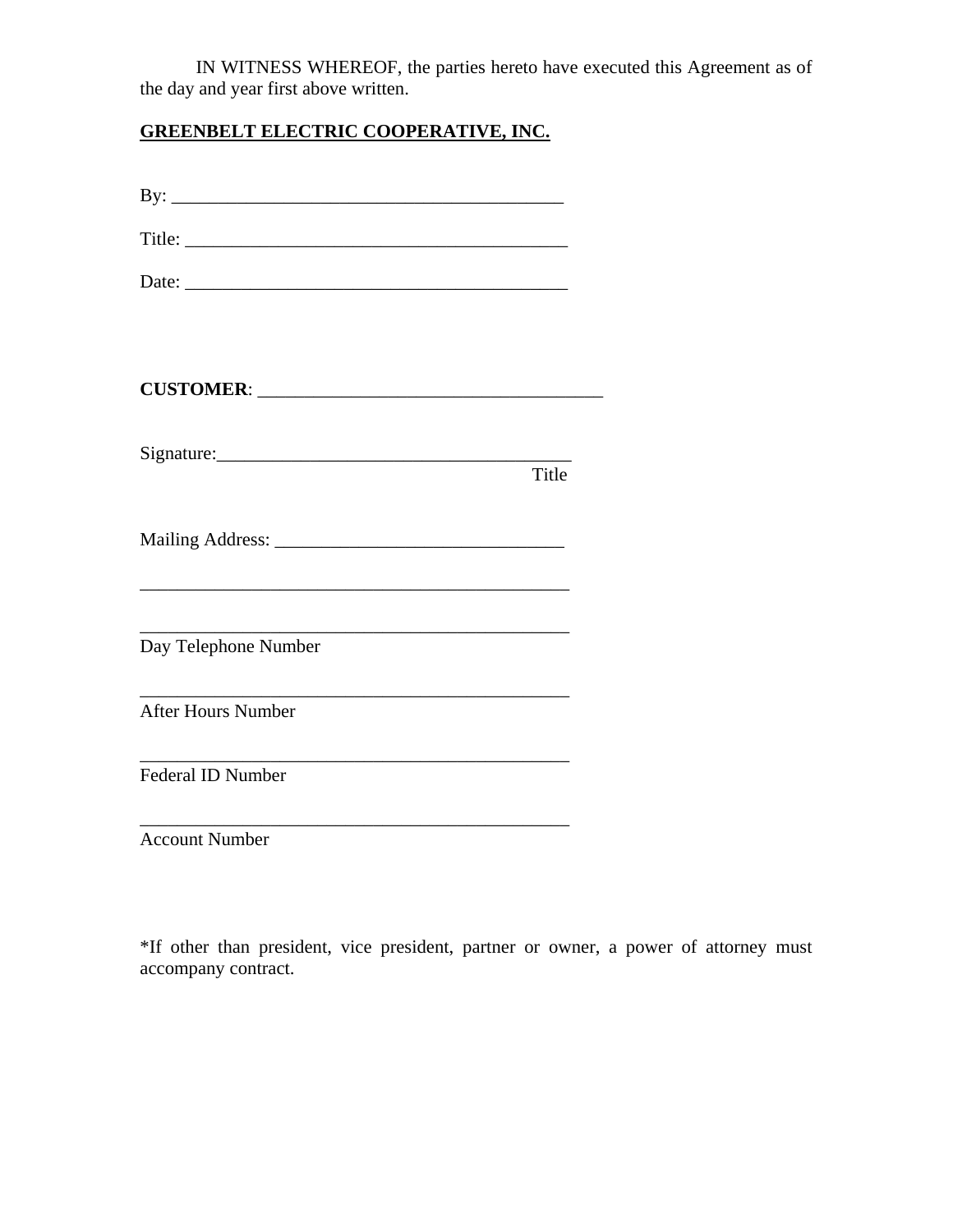IN WITNESS WHEREOF, the parties hereto have executed this Agreement as of the day and year first above written.

**GREENBELT ELECTRIC COOPERATIVE, INC.**

By: ___________________________________________

Title: __________________________________________

Date: __________________________________________

**CUSTOMER**: ______________________________________

Signature:_______________________________________
Title

Mailing Address: ________________________________

________________________________________________

________________________________________________
Day Telephone Number

________________________________________________
After Hours Number

________________________________________________
Federal ID Number

________________________________________________
Account Number

*If other than president, vice president, partner or owner, a power of attorney must accompany contract.